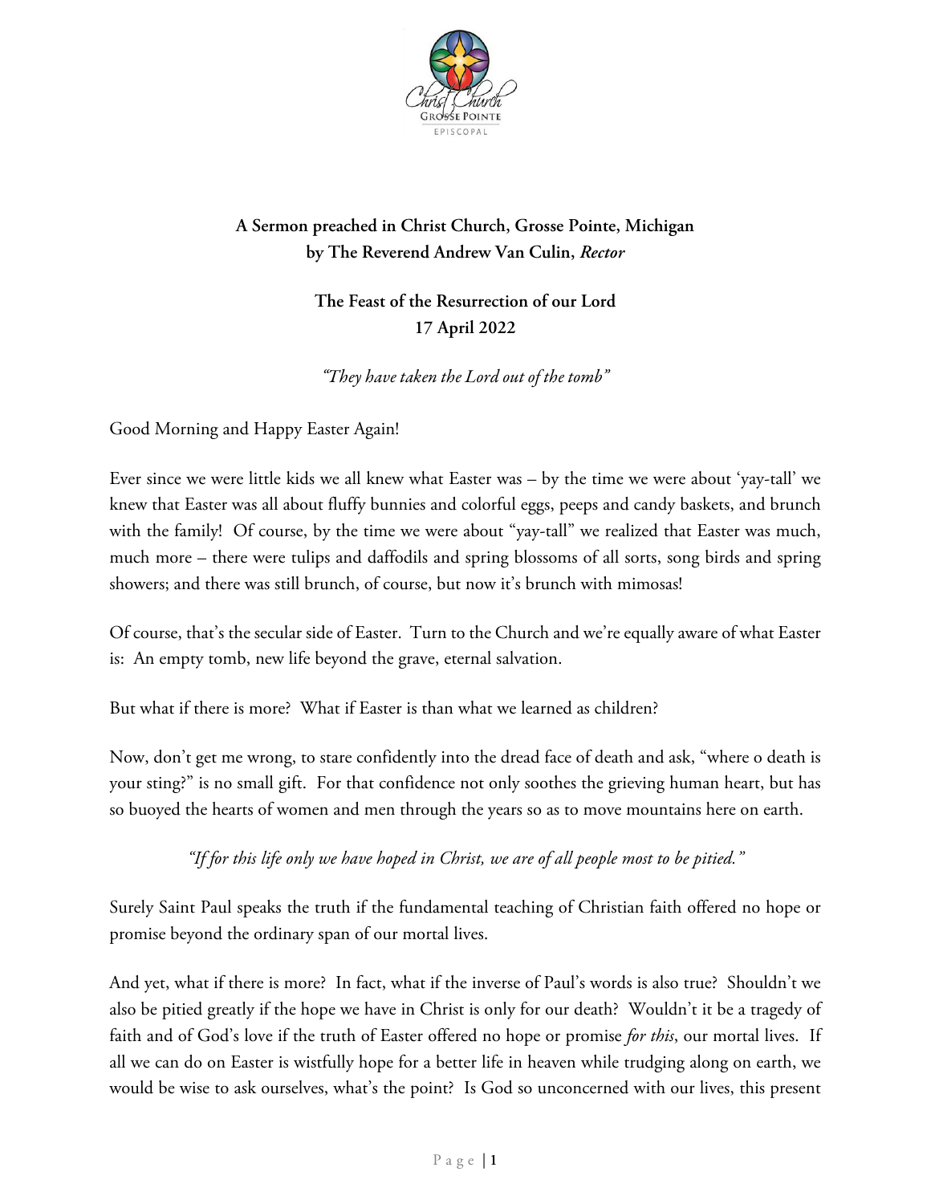**A Sermon preached in Christ Church, Grosse Pointe, Michigan by The Reverend Andrew Van Culin,** ***Rector***

**The Feast of the Resurrection of our Lord**
**17 April 2022**

*"They have taken the Lord out of the tomb"*

Good Morning and Happy Easter Again!

Ever since we were little kids we all knew what Easter was – by the time we were about 'yay-tall' we knew that Easter was all about fluffy bunnies and colorful eggs, peeps and candy baskets, and brunch with the family! Of course, by the time we were about "yay-tall" we realized that Easter was much, much more – there were tulips and daffodils and spring blossoms of all sorts, song birds and spring showers; and there was still brunch, of course, but now it's brunch with mimosas!

Of course, that's the secular side of Easter. Turn to the Church and we're equally aware of what Easter is: An empty tomb, new life beyond the grave, eternal salvation.

But what if there is more? What if Easter is than what we learned as children?

Now, don't get me wrong, to stare confidently into the dread face of death and ask, "where o death is your sting?" is no small gift. For that confidence not only soothes the grieving human heart, but has so buoyed the hearts of women and men through the years so as to move mountains here on earth.

*"If for this life only we have hoped in Christ, we are of all people most to be pitied."*

Surely Saint Paul speaks the truth if the fundamental teaching of Christian faith offered no hope or promise beyond the ordinary span of our mortal lives.

And yet, what if there is more? In fact, what if the inverse of Paul's words is also true? Shouldn't we also be pitied greatly if the hope we have in Christ is only for our death? Wouldn't it be a tragedy of faith and of God's love if the truth of Easter offered no hope or promise *for this*, our mortal lives. If all we can do on Easter is wistfully hope for a better life in heaven while trudging along on earth, we would be wise to ask ourselves, what's the point? Is God so unconcerned with our lives, this present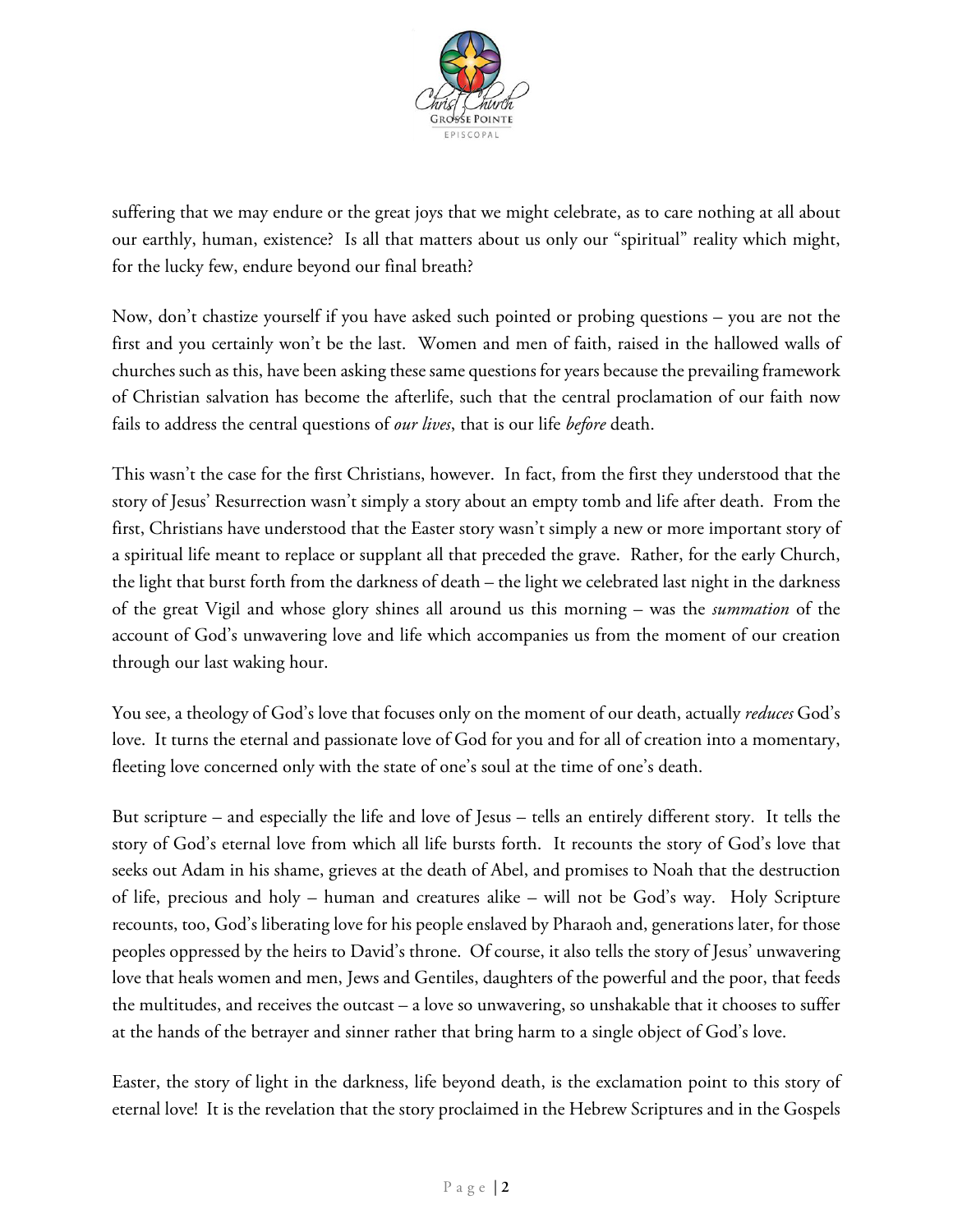suffering that we may endure or the great joys that we might celebrate, as to care nothing at all about our earthly, human, existence? Is all that matters about us only our "spiritual" reality which might, for the lucky few, endure beyond our final breath?

Now, don't chastize yourself if you have asked such pointed or probing questions – you are not the first and you certainly won't be the last. Women and men of faith, raised in the hallowed walls of churches such as this, have been asking these same questions for years because the prevailing framework of Christian salvation has become the afterlife, such that the central proclamation of our faith now fails to address the central questions of *our lives*, that is our life *before* death.

This wasn't the case for the first Christians, however. In fact, from the first they understood that the story of Jesus' Resurrection wasn't simply a story about an empty tomb and life after death. From the first, Christians have understood that the Easter story wasn't simply a new or more important story of a spiritual life meant to replace or supplant all that preceded the grave. Rather, for the early Church, the light that burst forth from the darkness of death – the light we celebrated last night in the darkness of the great Vigil and whose glory shines all around us this morning – was the *summation* of the account of God's unwavering love and life which accompanies us from the moment of our creation through our last waking hour.

You see, a theology of God's love that focuses only on the moment of our death, actually *reduces* God's love. It turns the eternal and passionate love of God for you and for all of creation into a momentary, fleeting love concerned only with the state of one's soul at the time of one's death.

But scripture – and especially the life and love of Jesus – tells an entirely different story. It tells the story of God's eternal love from which all life bursts forth. It recounts the story of God's love that seeks out Adam in his shame, grieves at the death of Abel, and promises to Noah that the destruction of life, precious and holy – human and creatures alike – will not be God's way. Holy Scripture recounts, too, God's liberating love for his people enslaved by Pharaoh and, generations later, for those peoples oppressed by the heirs to David's throne. Of course, it also tells the story of Jesus' unwavering love that heals women and men, Jews and Gentiles, daughters of the powerful and the poor, that feeds the multitudes, and receives the outcast – a love so unwavering, so unshakable that it chooses to suffer at the hands of the betrayer and sinner rather that bring harm to a single object of God's love.

Easter, the story of light in the darkness, life beyond death, is the exclamation point to this story of eternal love! It is the revelation that the story proclaimed in the Hebrew Scriptures and in the Gospels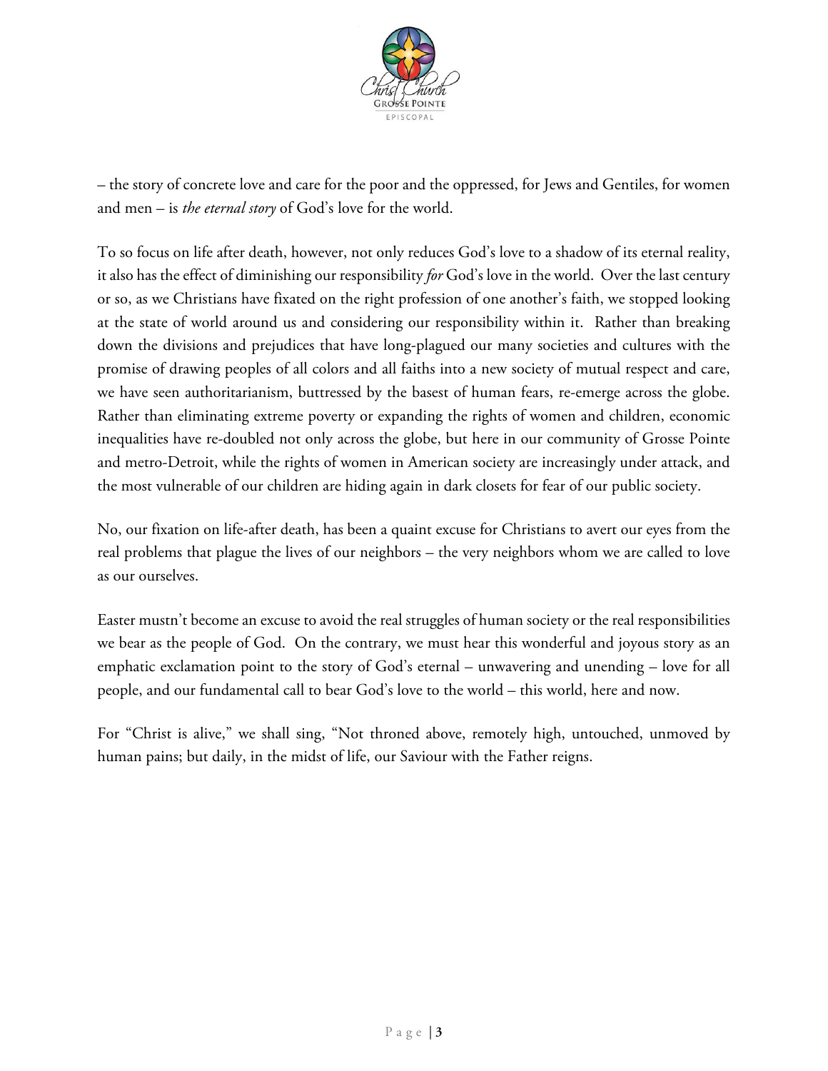– the story of concrete love and care for the poor and the oppressed, for Jews and Gentiles, for women and men – is *the eternal story* of God's love for the world.

To so focus on life after death, however, not only reduces God's love to a shadow of its eternal reality, it also has the effect of diminishing our responsibility *for* God's love in the world. Over the last century or so, as we Christians have fixated on the right profession of one another's faith, we stopped looking at the state of world around us and considering our responsibility within it. Rather than breaking down the divisions and prejudices that have long-plagued our many societies and cultures with the promise of drawing peoples of all colors and all faiths into a new society of mutual respect and care, we have seen authoritarianism, buttressed by the basest of human fears, re-emerge across the globe. Rather than eliminating extreme poverty or expanding the rights of women and children, economic inequalities have re-doubled not only across the globe, but here in our community of Grosse Pointe and metro-Detroit, while the rights of women in American society are increasingly under attack, and the most vulnerable of our children are hiding again in dark closets for fear of our public society.

No, our fixation on life-after death, has been a quaint excuse for Christians to avert our eyes from the real problems that plague the lives of our neighbors – the very neighbors whom we are called to love as our ourselves.

Easter mustn't become an excuse to avoid the real struggles of human society or the real responsibilities we bear as the people of God. On the contrary, we must hear this wonderful and joyous story as an emphatic exclamation point to the story of God's eternal – unwavering and unending – love for all people, and our fundamental call to bear God's love to the world – this world, here and now.

For "Christ is alive," we shall sing, "Not throned above, remotely high, untouched, unmoved by human pains; but daily, in the midst of life, our Saviour with the Father reigns.